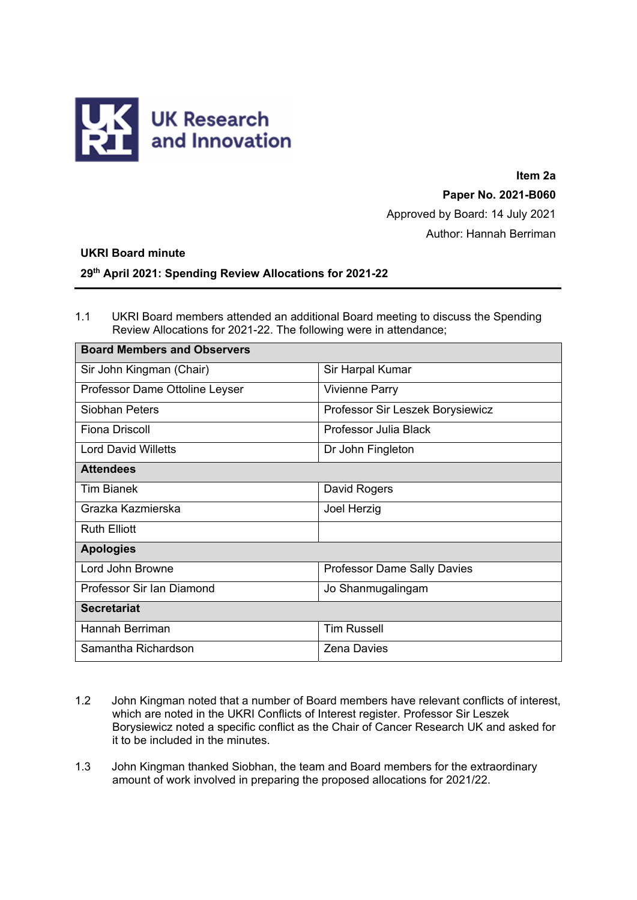UK Research and Innovation

**Item 2a**

**Paper No. 2021-B060**

Approved by Board: 14 July 2021

Author: Hannah Berriman

**UKRI Board minute**

**29th April 2021: Spending Review Allocations for 2021-22**

---

1.1 UKRI Board members attended an additional Board meeting to discuss the Spending Review Allocations for 2021-22. The following were in attendance;

| **Board Members and Observers** | |
|---|---|
| Sir John Kingman (Chair) | Sir Harpal Kumar |
| Professor Dame Ottoline Leyser | Vivienne Parry |
| Siobhan Peters | Professor Sir Leszek Borysiewicz |
| Fiona Driscoll | Professor Julia Black |
| Lord David Willetts | Dr John Fingleton |
| **Attendees** | |
| Tim Bianek | David Rogers |
| Grazka Kazmierska | Joel Herzig |
| Ruth Elliott | |
| **Apologies** | |
| Lord John Browne | Professor Dame Sally Davies |
| Professor Sir Ian Diamond | Jo Shanmugalingam |
| **Secretariat** | |
| Hannah Berriman | Tim Russell |
| Samantha Richardson | Zena Davies |

1.2 John Kingman noted that a number of Board members have relevant conflicts of interest, which are noted in the UKRI Conflicts of Interest register. Professor Sir Leszek Borysiewicz noted a specific conflict as the Chair of Cancer Research UK and asked for it to be included in the minutes.

1.3 John Kingman thanked Siobhan, the team and Board members for the extraordinary amount of work involved in preparing the proposed allocations for 2021/22.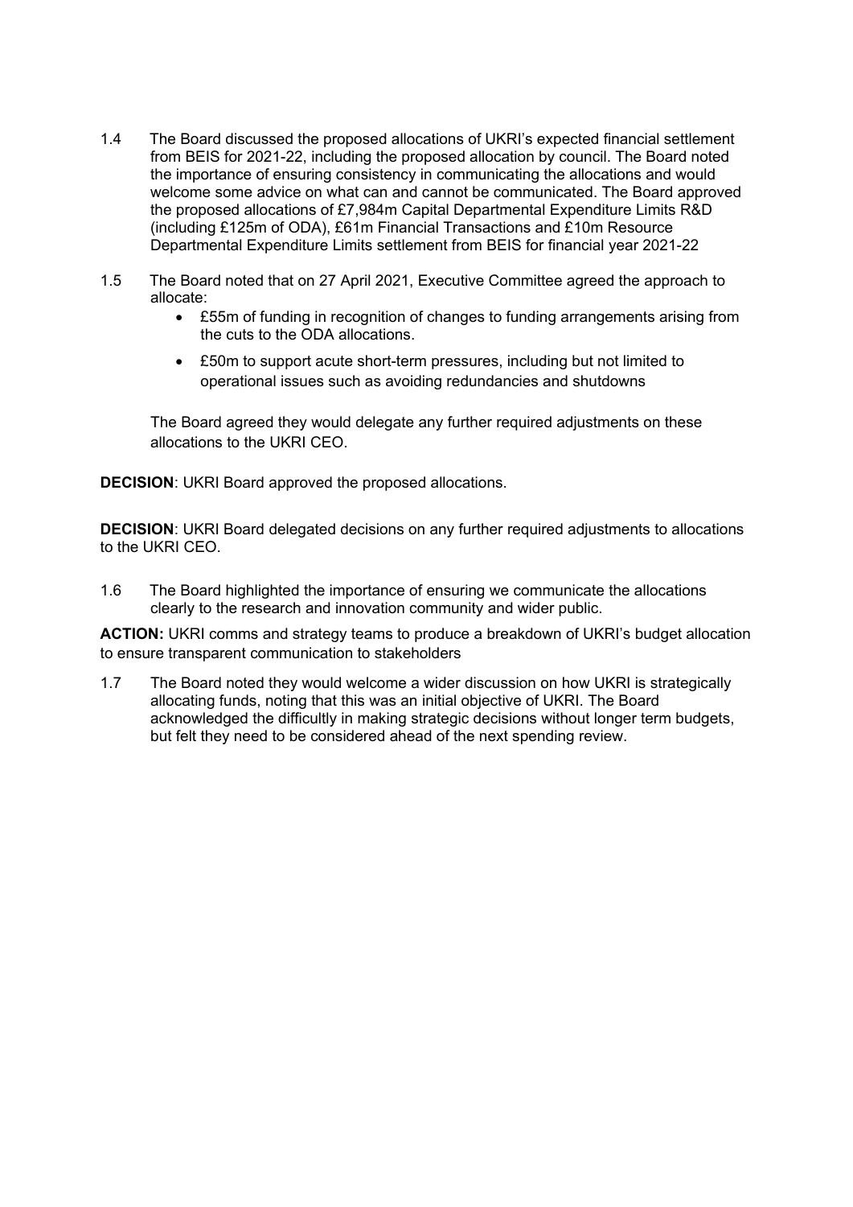1.4 The Board discussed the proposed allocations of UKRI's expected financial settlement from BEIS for 2021-22, including the proposed allocation by council. The Board noted the importance of ensuring consistency in communicating the allocations and would welcome some advice on what can and cannot be communicated. The Board approved the proposed allocations of £7,984m Capital Departmental Expenditure Limits R&D (including £125m of ODA), £61m Financial Transactions and £10m Resource Departmental Expenditure Limits settlement from BEIS for financial year 2021-22

1.5 The Board noted that on 27 April 2021, Executive Committee agreed the approach to allocate:

- £55m of funding in recognition of changes to funding arrangements arising from the cuts to the ODA allocations.
- £50m to support acute short-term pressures, including but not limited to operational issues such as avoiding redundancies and shutdowns

The Board agreed they would delegate any further required adjustments on these allocations to the UKRI CEO.

**DECISION**: UKRI Board approved the proposed allocations.

**DECISION**: UKRI Board delegated decisions on any further required adjustments to allocations to the UKRI CEO.

1.6 The Board highlighted the importance of ensuring we communicate the allocations clearly to the research and innovation community and wider public.

**ACTION:** UKRI comms and strategy teams to produce a breakdown of UKRI's budget allocation to ensure transparent communication to stakeholders

1.7 The Board noted they would welcome a wider discussion on how UKRI is strategically allocating funds, noting that this was an initial objective of UKRI. The Board acknowledged the difficultly in making strategic decisions without longer term budgets, but felt they need to be considered ahead of the next spending review.